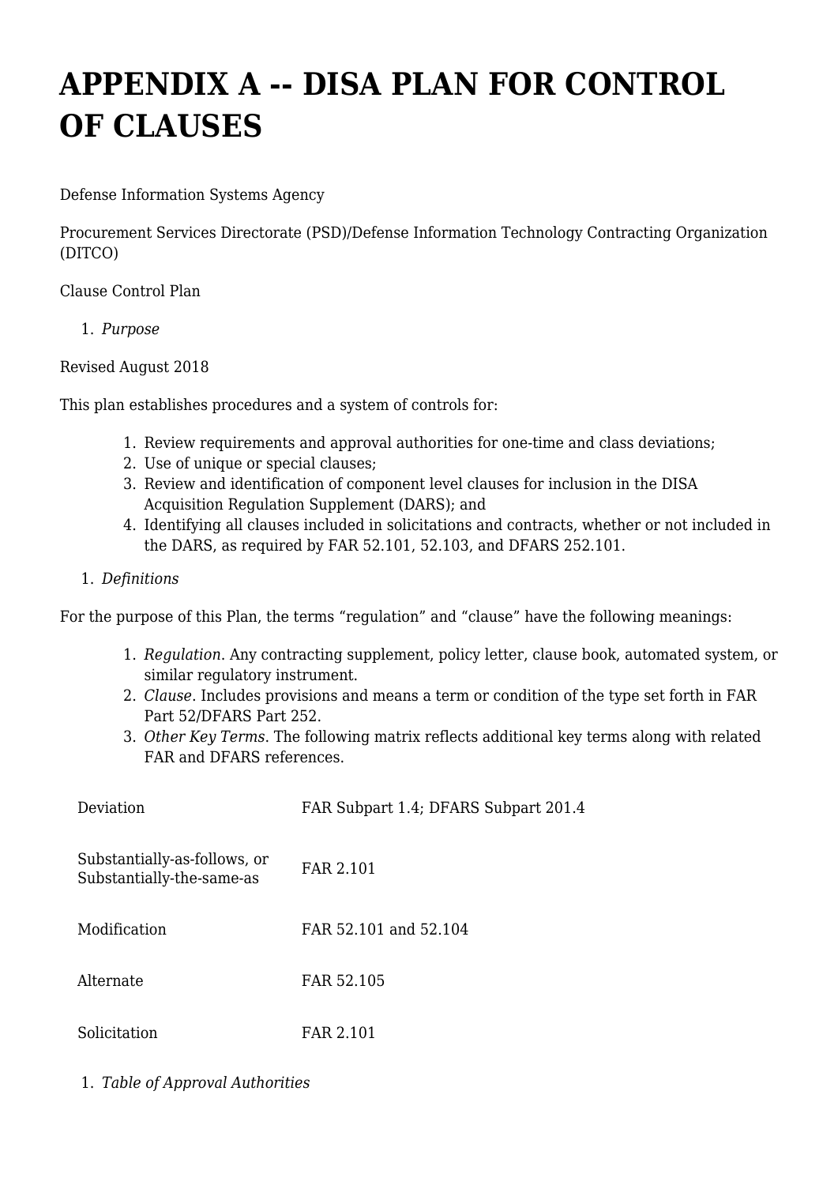# APPENDIX A -- DISA PLAN FOR CONTROL OF CLAUSES

Defense Information Systems Agency

Procurement Services Directorate (PSD)/Defense Information Technology Contracting Organization (DITCO)

Clause Control Plan

1. *Purpose*

Revised August 2018

This plan establishes procedures and a system of controls for:

1. Review requirements and approval authorities for one-time and class deviations;
2. Use of unique or special clauses;
3. Review and identification of component level clauses for inclusion in the DISA Acquisition Regulation Supplement (DARS); and
4. Identifying all clauses included in solicitations and contracts, whether or not included in the DARS, as required by FAR 52.101, 52.103, and DFARS 252.101.

1. *Definitions*

For the purpose of this Plan, the terms "regulation" and "clause" have the following meanings:

1. *Regulation*. Any contracting supplement, policy letter, clause book, automated system, or similar regulatory instrument.
2. *Clause*. Includes provisions and means a term or condition of the type set forth in FAR Part 52/DFARS Part 252.
3. *Other Key Terms*. The following matrix reflects additional key terms along with related FAR and DFARS references.

| | |
|---|---|
| Deviation | FAR Subpart 1.4; DFARS Subpart 201.4 |
| Substantially-as-follows, or Substantially-the-same-as | FAR 2.101 |
| Modification | FAR 52.101 and 52.104 |
| Alternate | FAR 52.105 |
| Solicitation | FAR 2.101 |

1. *Table of Approval Authorities*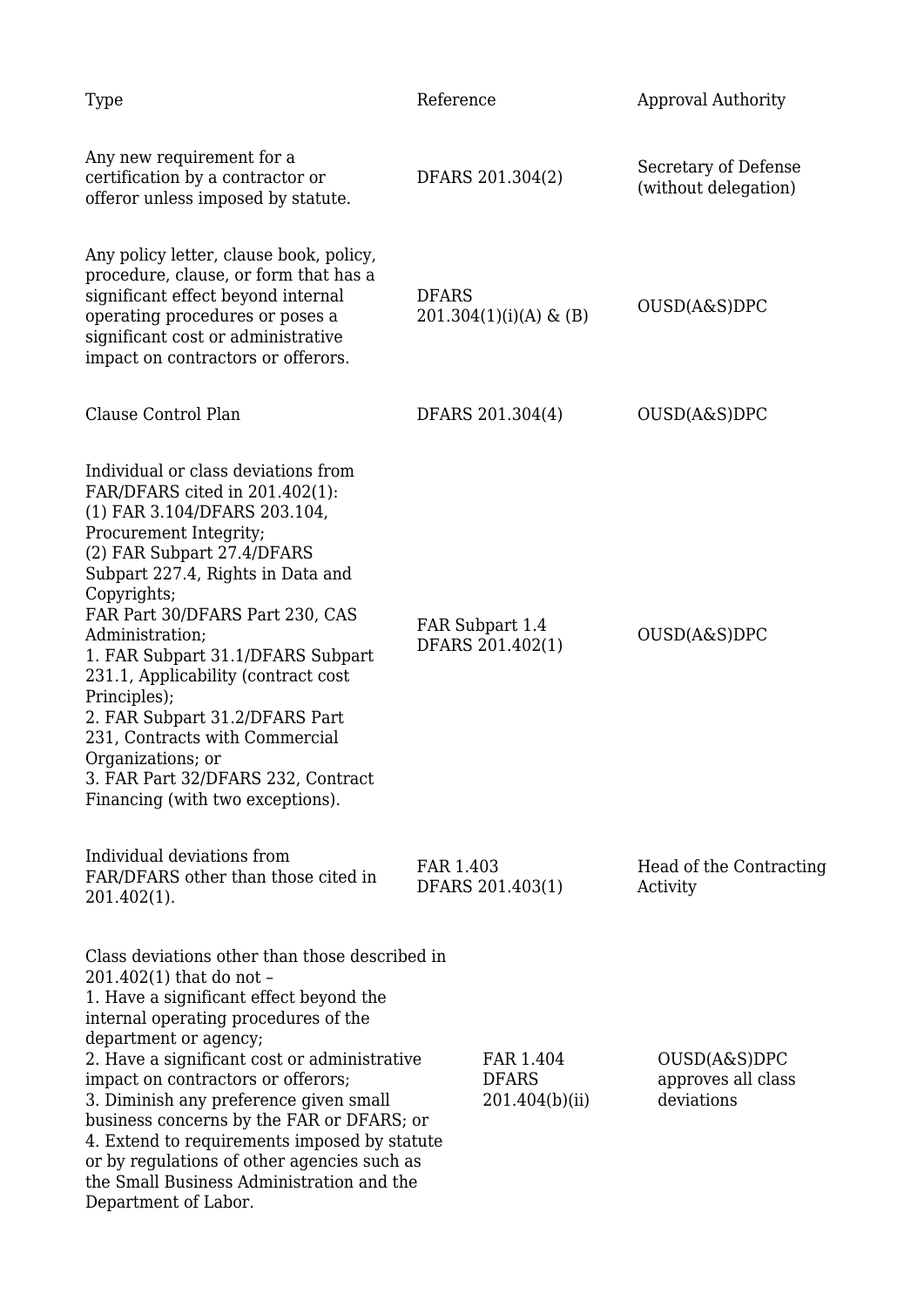| Type | Reference | Approval Authority |
|---|---|---|
| Any new requirement for a certification by a contractor or offeror unless imposed by statute. | DFARS 201.304(2) | Secretary of Defense (without delegation) |
| Any policy letter, clause book, policy, procedure, clause, or form that has a significant effect beyond internal operating procedures or poses a significant cost or administrative impact on contractors or offerors. | DFARS 201.304(1)(i)(A) & (B) | OUSD(A&S)DPC |
| Clause Control Plan | DFARS 201.304(4) | OUSD(A&S)DPC |
| Individual or class deviations from FAR/DFARS cited in 201.402(1):<br>(1) FAR 3.104/DFARS 203.104, Procurement Integrity;<br>(2) FAR Subpart 27.4/DFARS Subpart 227.4, Rights in Data and Copyrights;<br>FAR Part 30/DFARS Part 230, CAS Administration;<br>1. FAR Subpart 31.1/DFARS Subpart 231.1, Applicability (contract cost Principles);<br>2. FAR Subpart 31.2/DFARS Part 231, Contracts with Commercial Organizations; or<br>3. FAR Part 32/DFARS 232, Contract Financing (with two exceptions). | FAR Subpart 1.4<br>DFARS 201.402(1) | OUSD(A&S)DPC |
| Individual deviations from FAR/DFARS other than those cited in 201.402(1). | FAR 1.403<br>DFARS 201.403(1) | Head of the Contracting Activity |
| Class deviations other than those described in 201.402(1) that do not –<br>1. Have a significant effect beyond the internal operating procedures of the department or agency;<br>2. Have a significant cost or administrative impact on contractors or offerors;<br>3. Diminish any preference given small business concerns by the FAR or DFARS; or<br>4. Extend to requirements imposed by statute or by regulations of other agencies such as the Small Business Administration and the Department of Labor. | FAR 1.404<br>DFARS 201.404(b)(ii) | OUSD(A&S)DPC approves all class deviations |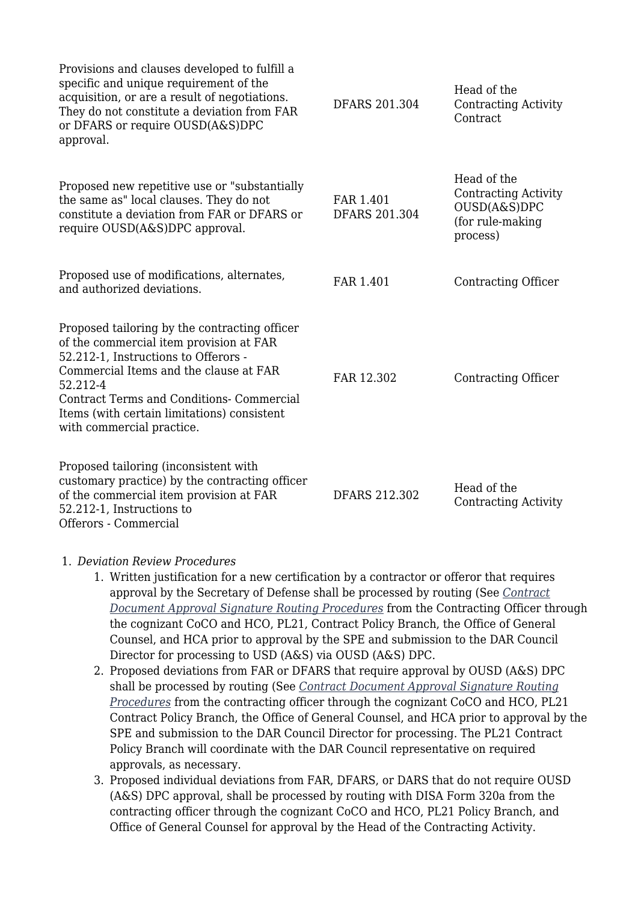| | | |
|---|---|---|
| Provisions and clauses developed to fulfill a specific and unique requirement of the acquisition, or are a result of negotiations. They do not constitute a deviation from FAR or DFARS or require OUSD(A&S)DPC approval. | DFARS 201.304 | Head of the Contracting Activity Contract |
| Proposed new repetitive use or "substantially the same as" local clauses. They do not constitute a deviation from FAR or DFARS or require OUSD(A&S)DPC approval. | FAR 1.401 DFARS 201.304 | Head of the Contracting Activity OUSD(A&S)DPC (for rule-making process) |
| Proposed use of modifications, alternates, and authorized deviations. | FAR 1.401 | Contracting Officer |
| Proposed tailoring by the contracting officer of the commercial item provision at FAR 52.212-1, Instructions to Offerors - Commercial Items and the clause at FAR 52.212-4 Contract Terms and Conditions- Commercial Items (with certain limitations) consistent with commercial practice. | FAR 12.302 | Contracting Officer |
| Proposed tailoring (inconsistent with customary practice) by the contracting officer of the commercial item provision at FAR 52.212-1, Instructions to Offerors - Commercial | DFARS 212.302 | Head of the Contracting Activity |

1. *Deviation Review Procedures*
   1. Written justification for a new certification by a contractor or offeror that requires approval by the Secretary of Defense shall be processed by routing (See *Contract Document Approval Signature Routing Procedures* from the Contracting Officer through the cognizant CoCO and HCO, PL21, Contract Policy Branch, the Office of General Counsel, and HCA prior to approval by the SPE and submission to the DAR Council Director for processing to USD (A&S) via OUSD (A&S) DPC.
   2. Proposed deviations from FAR or DFARS that require approval by OUSD (A&S) DPC shall be processed by routing (See *Contract Document Approval Signature Routing Procedures* from the contracting officer through the cognizant CoCO and HCO, PL21 Contract Policy Branch, the Office of General Counsel, and HCA prior to approval by the SPE and submission to the DAR Council Director for processing. The PL21 Contract Policy Branch will coordinate with the DAR Council representative on required approvals, as necessary.
   3. Proposed individual deviations from FAR, DFARS, or DARS that do not require OUSD (A&S) DPC approval, shall be processed by routing with DISA Form 320a from the contracting officer through the cognizant CoCO and HCO, PL21 Policy Branch, and Office of General Counsel for approval by the Head of the Contracting Activity.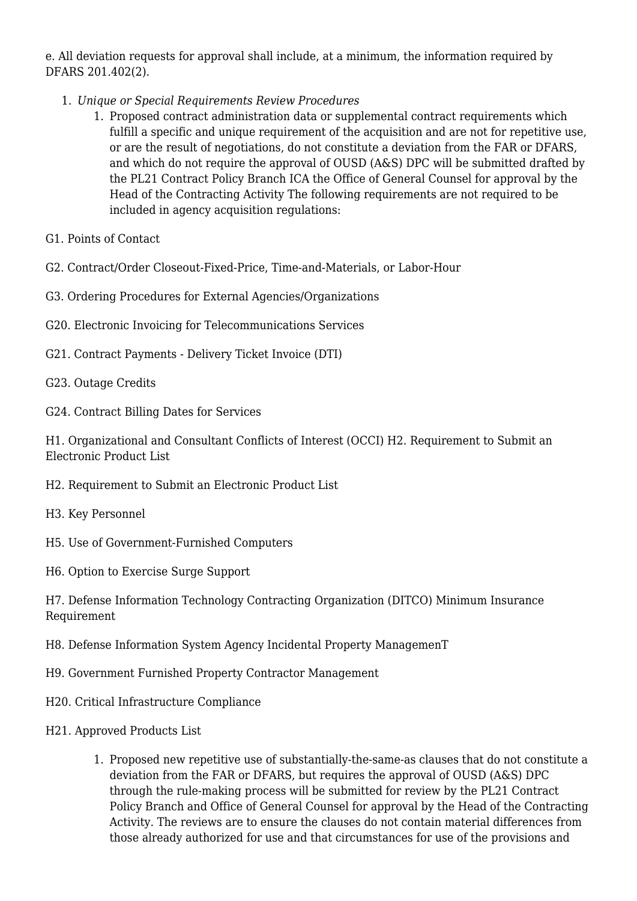e. All deviation requests for approval shall include, at a minimum, the information required by DFARS 201.402(2).

1. *Unique or Special Requirements Review Procedures*
   1. Proposed contract administration data or supplemental contract requirements which fulfill a specific and unique requirement of the acquisition and are not for repetitive use, or are the result of negotiations, do not constitute a deviation from the FAR or DFARS, and which do not require the approval of OUSD (A&S) DPC will be submitted drafted by the PL21 Contract Policy Branch ICA the Office of General Counsel for approval by the Head of the Contracting Activity The following requirements are not required to be included in agency acquisition regulations:

G1. Points of Contact

G2. Contract/Order Closeout-Fixed-Price, Time-and-Materials, or Labor-Hour

G3. Ordering Procedures for External Agencies/Organizations

G20. Electronic Invoicing for Telecommunications Services

G21. Contract Payments - Delivery Ticket Invoice (DTI)

G23. Outage Credits

G24. Contract Billing Dates for Services

H1. Organizational and Consultant Conflicts of Interest (OCCI) H2. Requirement to Submit an Electronic Product List

H2. Requirement to Submit an Electronic Product List

H3. Key Personnel

H5. Use of Government-Furnished Computers

H6. Option to Exercise Surge Support

H7. Defense Information Technology Contracting Organization (DITCO) Minimum Insurance Requirement

H8. Defense Information System Agency Incidental Property ManagemenT

H9. Government Furnished Property Contractor Management

H20. Critical Infrastructure Compliance

H21. Approved Products List

1. Proposed new repetitive use of substantially-the-same-as clauses that do not constitute a deviation from the FAR or DFARS, but requires the approval of OUSD (A&S) DPC through the rule-making process will be submitted for review by the PL21 Contract Policy Branch and Office of General Counsel for approval by the Head of the Contracting Activity. The reviews are to ensure the clauses do not contain material differences from those already authorized for use and that circumstances for use of the provisions and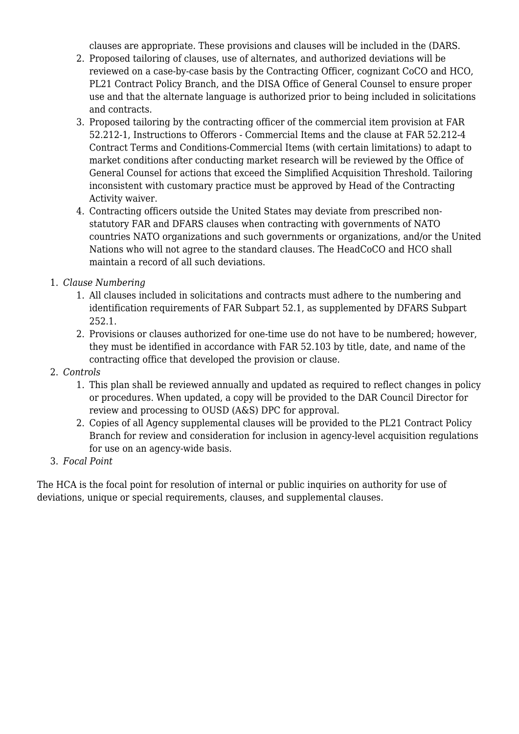clauses are appropriate. These provisions and clauses will be included in the (DARS.

2. Proposed tailoring of clauses, use of alternates, and authorized deviations will be reviewed on a case-by-case basis by the Contracting Officer, cognizant CoCO and HCO, PL21 Contract Policy Branch, and the DISA Office of General Counsel to ensure proper use and that the alternate language is authorized prior to being included in solicitations and contracts.
3. Proposed tailoring by the contracting officer of the commercial item provision at FAR 52.212-1, Instructions to Offerors - Commercial Items and the clause at FAR 52.212-4 Contract Terms and Conditions-Commercial Items (with certain limitations) to adapt to market conditions after conducting market research will be reviewed by the Office of General Counsel for actions that exceed the Simplified Acquisition Threshold. Tailoring inconsistent with customary practice must be approved by Head of the Contracting Activity waiver.
4. Contracting officers outside the United States may deviate from prescribed non-statutory FAR and DFARS clauses when contracting with governments of NATO countries NATO organizations and such governments or organizations, and/or the United Nations who will not agree to the standard clauses. The HeadCoCO and HCO shall maintain a record of all such deviations.

1. *Clause Numbering*
    1. All clauses included in solicitations and contracts must adhere to the numbering and identification requirements of FAR Subpart 52.1, as supplemented by DFARS Subpart 252.1.
    2. Provisions or clauses authorized for one-time use do not have to be numbered; however, they must be identified in accordance with FAR 52.103 by title, date, and name of the contracting office that developed the provision or clause.
2. *Controls*
    1. This plan shall be reviewed annually and updated as required to reflect changes in policy or procedures. When updated, a copy will be provided to the DAR Council Director for review and processing to OUSD (A&S) DPC for approval.
    2. Copies of all Agency supplemental clauses will be provided to the PL21 Contract Policy Branch for review and consideration for inclusion in agency-level acquisition regulations for use on an agency-wide basis.
3. *Focal Point*

The HCA is the focal point for resolution of internal or public inquiries on authority for use of deviations, unique or special requirements, clauses, and supplemental clauses.